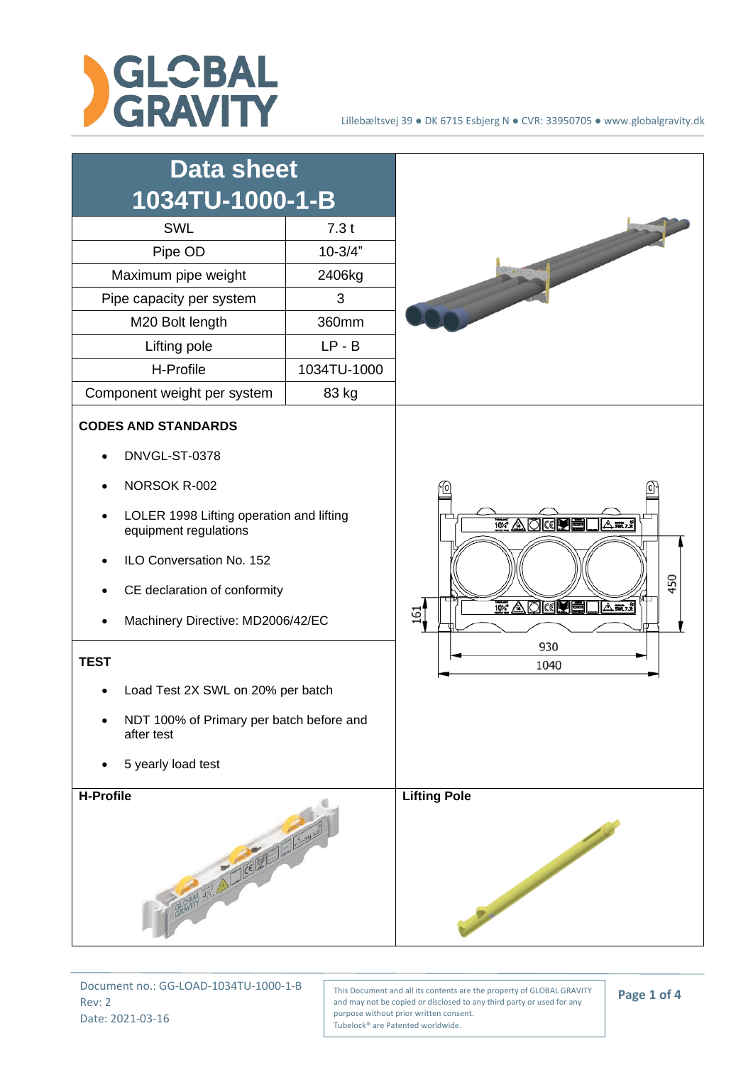# Data sheet 1034TU-1000-1-B

| SWL | 7.3 t |
|---|---|
| Pipe OD | 10-3/4" |
| Maximum pipe weight | 2406kg |
| Pipe capacity per system | 3 |
| M20 Bolt length | 360mm |
| Lifting pole | LP - B |
| H-Profile | 1034TU-1000 |
| Component weight per system | 83 kg |

### CODES AND STANDARDS

- DNVGL-ST-0378
- NORSOK R-002
- LOLER 1998 Lifting operation and lifting equipment regulations
- ILO Conversation No. 152
- CE declaration of conformity
- Machinery Directive: MD2006/42/EC

### TEST

- Load Test 2X SWL on 20% per batch
- NDT 100% of Primary per batch before and after test
- 5 yearly load test

### H-Profile

### Lifting Pole

Document no.: GG-LOAD-1034TU-1000-1-B
Rev: 2
Date: 2021-03-16

This Document and all its contents are the property of GLOBAL GRAVITY and may not be copied or disclosed to any third party or used for any purpose without prior written consent.
Tubelock® are Patented worldwide.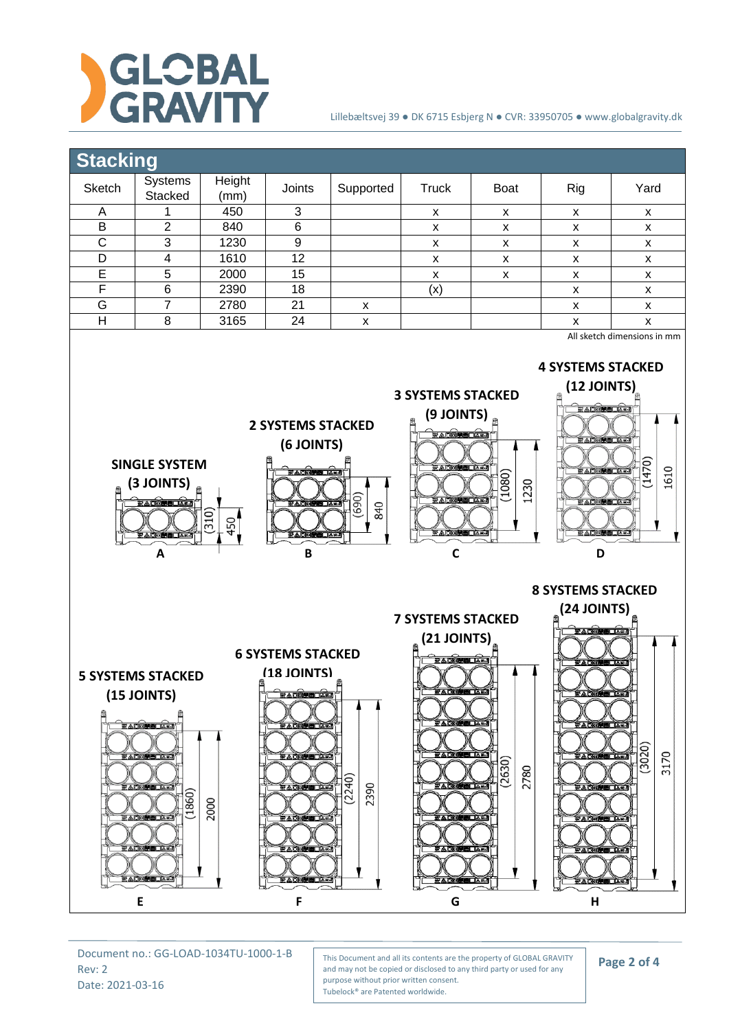## Stacking

| Sketch | Systems Stacked | Height (mm) | Joints | Supported | Truck | Boat | Rig | Yard |
|---|---|---|---|---|---|---|---|---|
| A | 1 | 450 | 3 | | x | x | x | x |
| B | 2 | 840 | 6 | | x | x | x | x |
| C | 3 | 1230 | 9 | | x | x | x | x |
| D | 4 | 1610 | 12 | | x | x | x | x |
| E | 5 | 2000 | 15 | | x | x | x | x |
| F | 6 | 2390 | 18 | | (x) | | x | x |
| G | 7 | 2780 | 21 | x | | | x | x |
| H | 8 | 3165 | 24 | x | | | x | x |

All sketch dimensions in mm

**SINGLE SYSTEM (3 JOINTS)** — (310) 450 — A

**2 SYSTEMS STACKED (6 JOINTS)** — (690) 840 — B

**3 SYSTEMS STACKED (9 JOINTS)** — (1080) 1230 — C

**4 SYSTEMS STACKED (12 JOINTS)** — (1470) 1610 — D

**5 SYSTEMS STACKED (15 JOINTS)** — (1860) 2000 — E

**6 SYSTEMS STACKED (18 JOINTS)** — (2240) 2390 — F

**7 SYSTEMS STACKED (21 JOINTS)** — (2630) 2780 — G

**8 SYSTEMS STACKED (24 JOINTS)** — (3020) 3170 — H

Document no.: GG-LOAD-1034TU-1000-1-B
Rev: 2
Date: 2021-03-16

This Document and all its contents are the property of GLOBAL GRAVITY and may not be copied or disclosed to any third party or used for any purpose without prior written consent.
Tubelock® are Patented worldwide.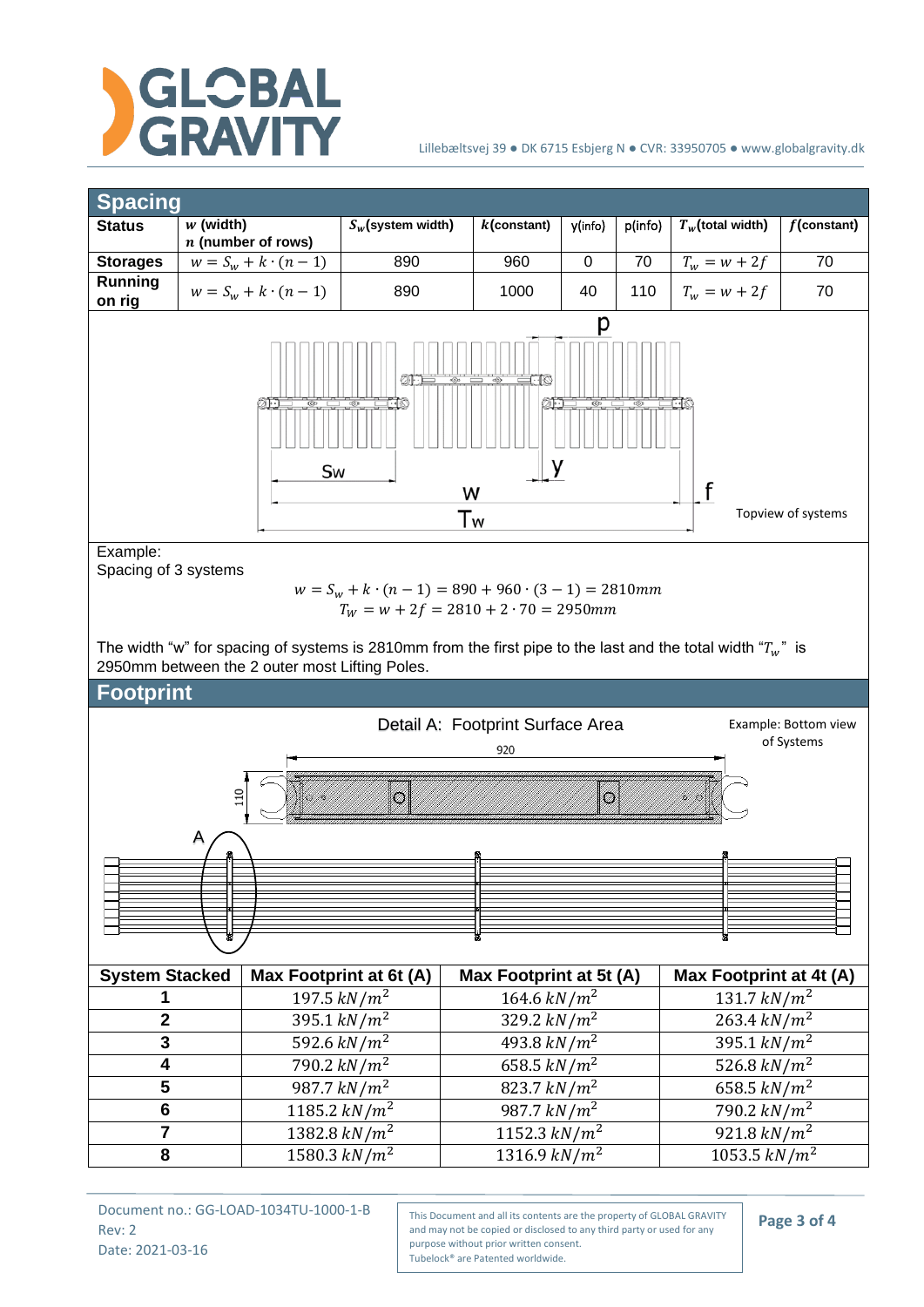## Spacing

| Status | $w$ (width) $n$ (number of rows) | $S_w$(system width) | $k$(constant) | y(info) | p(info) | $T_w$(total width) | $f$(constant) |
|---|---|---|---|---|---|---|---|
| Storages | $w = S_w + k \cdot (n-1)$ | 890 | 960 | 0 | 70 | $T_w = w + 2f$ | 70 |
| Running on rig | $w = S_w + k \cdot (n-1)$ | 890 | 1000 | 40 | 110 | $T_w = w + 2f$ | 70 |

Topview of systems

Example:
Spacing of 3 systems

$$w = S_w + k \cdot (n-1) = 890 + 960 \cdot (3-1) = 2810mm$$
$$T_W = w + 2f = 2810 + 2 \cdot 70 = 2950mm$$

The width "w" for spacing of systems is 2810mm from the first pipe to the last and the total width "$T_w$" is 2950mm between the 2 outer most Lifting Poles.

## Footprint

Detail A: Footprint Surface Area

Example: Bottom view of Systems

| System Stacked | Max Footprint at 6t (A) | Max Footprint at 5t (A) | Max Footprint at 4t (A) |
|---|---|---|---|
| 1 | 197.5 $kN/m^2$ | 164.6 $kN/m^2$ | 131.7 $kN/m^2$ |
| 2 | 395.1 $kN/m^2$ | 329.2 $kN/m^2$ | 263.4 $kN/m^2$ |
| 3 | 592.6 $kN/m^2$ | 493.8 $kN/m^2$ | 395.1 $kN/m^2$ |
| 4 | 790.2 $kN/m^2$ | 658.5 $kN/m^2$ | 526.8 $kN/m^2$ |
| 5 | 987.7 $kN/m^2$ | 823.7 $kN/m^2$ | 658.5 $kN/m^2$ |
| 6 | 1185.2 $kN/m^2$ | 987.7 $kN/m^2$ | 790.2 $kN/m^2$ |
| 7 | 1382.8 $kN/m^2$ | 1152.3 $kN/m^2$ | 921.8 $kN/m^2$ |
| 8 | 1580.3 $kN/m^2$ | 1316.9 $kN/m^2$ | 1053.5 $kN/m^2$ |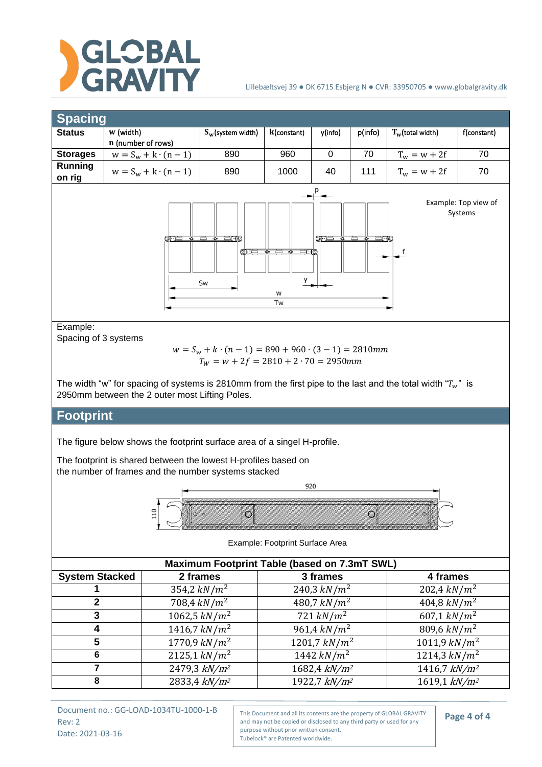## Spacing

| Status | w (width)<br>n (number of rows) | $S_w$(system width) | k(constant) | y(info) | p(info) | $T_w$(total width) | f(constant) |
|---|---|---|---|---|---|---|---|
| **Storages** | $w = S_w + k \cdot (n-1)$ | 890 | 960 | 0 | 70 | $T_w = w + 2f$ | 70 |
| **Running on rig** | $w = S_w + k \cdot (n-1)$ | 890 | 1000 | 40 | 111 | $T_w = w + 2f$ | 70 |

p

f

Sw

y

w

Tw

Example: Top view of Systems

Example:
Spacing of 3 systems

$$w = S_w + k \cdot (n-1) = 890 + 960 \cdot (3-1) = 2810mm$$
$$T_W = w + 2f = 2810 + 2 \cdot 70 = 2950mm$$

The width "w" for spacing of systems is 2810mm from the first pipe to the last and the total width "$T_w$" is 2950mm between the 2 outer most Lifting Poles.

## Footprint

The figure below shows the footprint surface area of a singel H-profile.

The footprint is shared between the lowest H-profiles based on the number of frames and the number systems stacked

920

110

Example: Footprint Surface Area

| Maximum Footprint Table (based on 7.3mT SWL) | | | |
|---|---|---|---|
| **System Stacked** | **2 frames** | **3 frames** | **4 frames** |
| **1** | 354,2 $kN/m^2$ | 240,3 $kN/m^2$ | 202,4 $kN/m^2$ |
| **2** | 708,4 $kN/m^2$ | 480,7 $kN/m^2$ | 404,8 $kN/m^2$ |
| **3** | 1062,5 $kN/m^2$ | 721 $kN/m^2$ | 607,1 $kN/m^2$ |
| **4** | 1416,7 $kN/m^2$ | 961,4 $kN/m^2$ | 809,6 $kN/m^2$ |
| **5** | 1770,9 $kN/m^2$ | 1201,7 $kN/m^2$ | 1011,9 $kN/m^2$ |
| **6** | 2125,1 $kN/m^2$ | 1442 $kN/m^2$ | 1214,3 $kN/m^2$ |
| **7** | 2479,3 $kN/m^2$ | 1682,4 $kN/m^2$ | 1416,7 $kN/m^2$ |
| **8** | 2833,4 $kN/m^2$ | 1922,7 $kN/m^2$ | 1619,1 $kN/m^2$ |

Document no.: GG-LOAD-1034TU-1000-1-B
Rev: 2
Date: 2021-03-16

This Document and all its contents are the property of GLOBAL GRAVITY and may not be copied or disclosed to any third party or used for any purpose without prior written consent.
Tubelock® are Patented worldwide.